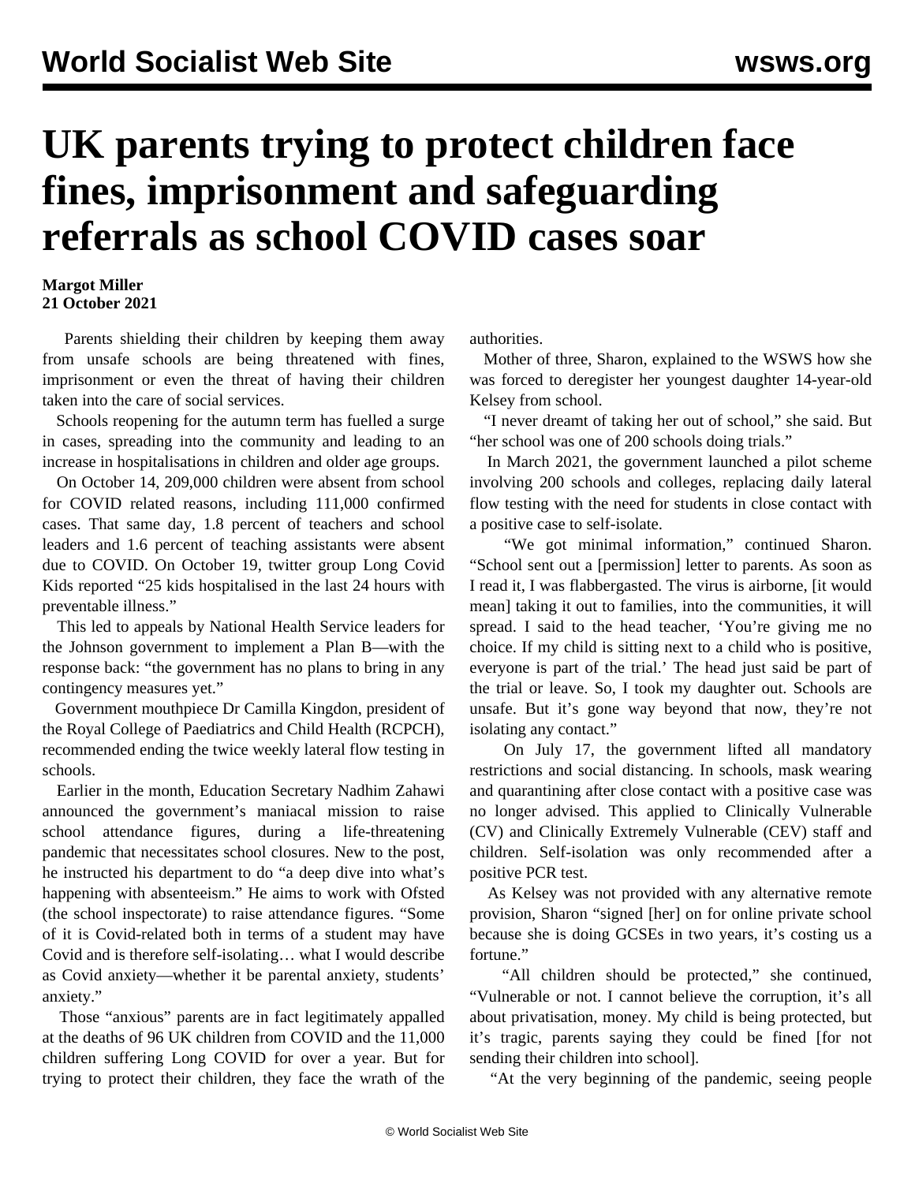# UK parents trying to protect children face fines, imprisonment and safeguarding referrals as school COVID cases soar

**Margot Miller**
**21 October 2021**

Parents shielding their children by keeping them away from unsafe schools are being threatened with fines, imprisonment or even the threat of having their children taken into the care of social services.

Schools reopening for the autumn term has fuelled a surge in cases, spreading into the community and leading to an increase in hospitalisations in children and older age groups.

On October 14, 209,000 children were absent from school for COVID related reasons, including 111,000 confirmed cases. That same day, 1.8 percent of teachers and school leaders and 1.6 percent of teaching assistants were absent due to COVID. On October 19, twitter group Long Covid Kids reported "25 kids hospitalised in the last 24 hours with preventable illness."

This led to appeals by National Health Service leaders for the Johnson government to implement a Plan B—with the response back: "the government has no plans to bring in any contingency measures yet."

Government mouthpiece Dr Camilla Kingdon, president of the Royal College of Paediatrics and Child Health (RCPCH), recommended ending the twice weekly lateral flow testing in schools.

Earlier in the month, Education Secretary Nadhim Zahawi announced the government's maniacal mission to raise school attendance figures, during a life-threatening pandemic that necessitates school closures. New to the post, he instructed his department to do "a deep dive into what's happening with absenteeism." He aims to work with Ofsted (the school inspectorate) to raise attendance figures. "Some of it is Covid-related both in terms of a student may have Covid and is therefore self-isolating… what I would describe as Covid anxiety—whether it be parental anxiety, students' anxiety."

Those "anxious" parents are in fact legitimately appalled at the deaths of 96 UK children from COVID and the 11,000 children suffering Long COVID for over a year. But for trying to protect their children, they face the wrath of the authorities.

Mother of three, Sharon, explained to the WSWS how she was forced to deregister her youngest daughter 14-year-old Kelsey from school.

"I never dreamt of taking her out of school," she said. But "her school was one of 200 schools doing trials."

In March 2021, the government launched a pilot scheme involving 200 schools and colleges, replacing daily lateral flow testing with the need for students in close contact with a positive case to self-isolate.

"We got minimal information," continued Sharon. "School sent out a [permission] letter to parents. As soon as I read it, I was flabbergasted. The virus is airborne, [it would mean] taking it out to families, into the communities, it will spread. I said to the head teacher, 'You're giving me no choice. If my child is sitting next to a child who is positive, everyone is part of the trial.' The head just said be part of the trial or leave. So, I took my daughter out. Schools are unsafe. But it's gone way beyond that now, they're not isolating any contact."

On July 17, the government lifted all mandatory restrictions and social distancing. In schools, mask wearing and quarantining after close contact with a positive case was no longer advised. This applied to Clinically Vulnerable (CV) and Clinically Extremely Vulnerable (CEV) staff and children. Self-isolation was only recommended after a positive PCR test.

As Kelsey was not provided with any alternative remote provision, Sharon "signed [her] on for online private school because she is doing GCSEs in two years, it's costing us a fortune."

"All children should be protected," she continued, "Vulnerable or not. I cannot believe the corruption, it's all about privatisation, money. My child is being protected, but it's tragic, parents saying they could be fined [for not sending their children into school].

"At the very beginning of the pandemic, seeing people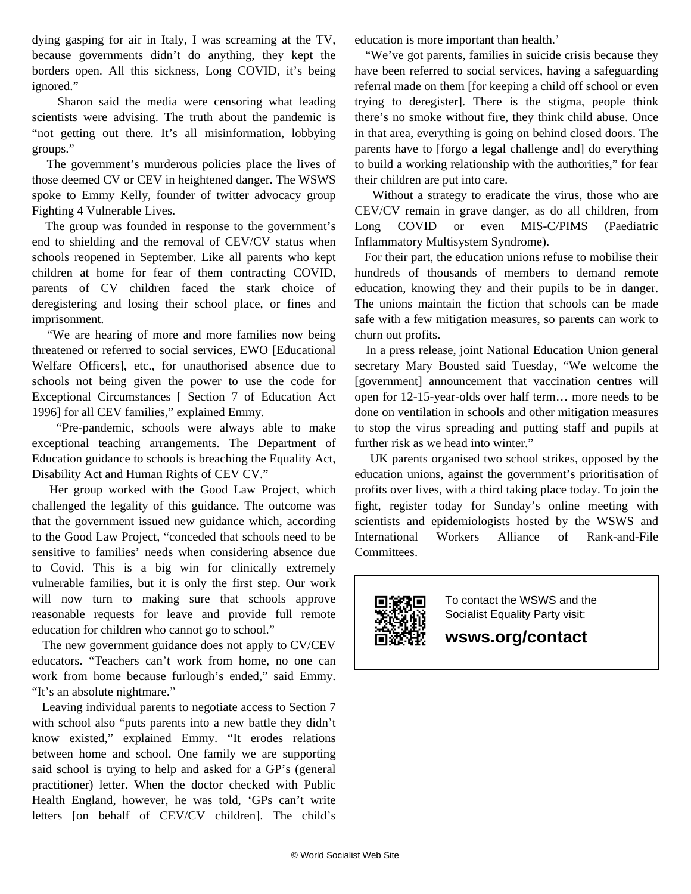dying gasping for air in Italy, I was screaming at the TV, because governments didn't do anything, they kept the borders open. All this sickness, Long COVID, it's being ignored."

Sharon said the media were censoring what leading scientists were advising. The truth about the pandemic is "not getting out there. It's all misinformation, lobbying groups."

The government's murderous policies place the lives of those deemed CV or CEV in heightened danger. The WSWS spoke to Emmy Kelly, founder of twitter advocacy group Fighting 4 Vulnerable Lives.

The group was founded in response to the government's end to shielding and the removal of CEV/CV status when schools reopened in September. Like all parents who kept children at home for fear of them contracting COVID, parents of CV children faced the stark choice of deregistering and losing their school place, or fines and imprisonment.

"We are hearing of more and more families now being threatened or referred to social services, EWO [Educational Welfare Officers], etc., for unauthorised absence due to schools not being given the power to use the code for Exceptional Circumstances [ Section 7 of Education Act 1996] for all CEV families," explained Emmy.

"Pre-pandemic, schools were always able to make exceptional teaching arrangements. The Department of Education guidance to schools is breaching the Equality Act, Disability Act and Human Rights of CEV CV."

Her group worked with the Good Law Project, which challenged the legality of this guidance. The outcome was that the government issued new guidance which, according to the Good Law Project, "conceded that schools need to be sensitive to families' needs when considering absence due to Covid. This is a big win for clinically extremely vulnerable families, but it is only the first step. Our work will now turn to making sure that schools approve reasonable requests for leave and provide full remote education for children who cannot go to school."

The new government guidance does not apply to CV/CEV educators. "Teachers can't work from home, no one can work from home because furlough's ended," said Emmy. "It's an absolute nightmare."

Leaving individual parents to negotiate access to Section 7 with school also "puts parents into a new battle they didn't know existed," explained Emmy. "It erodes relations between home and school. One family we are supporting said school is trying to help and asked for a GP's (general practitioner) letter. When the doctor checked with Public Health England, however, he was told, 'GPs can't write letters [on behalf of CEV/CV children]. The child's education is more important than health.'

"We've got parents, families in suicide crisis because they have been referred to social services, having a safeguarding referral made on them [for keeping a child off school or even trying to deregister]. There is the stigma, people think there's no smoke without fire, they think child abuse. Once in that area, everything is going on behind closed doors. The parents have to [forgo a legal challenge and] do everything to build a working relationship with the authorities," for fear their children are put into care.

Without a strategy to eradicate the virus, those who are CEV/CV remain in grave danger, as do all children, from Long COVID or even MIS-C/PIMS (Paediatric Inflammatory Multisystem Syndrome).

For their part, the education unions refuse to mobilise their hundreds of thousands of members to demand remote education, knowing they and their pupils to be in danger. The unions maintain the fiction that schools can be made safe with a few mitigation measures, so parents can work to churn out profits.

In a press release, joint National Education Union general secretary Mary Bousted said Tuesday, "We welcome the [government] announcement that vaccination centres will open for 12-15-year-olds over half term… more needs to be done on ventilation in schools and other mitigation measures to stop the virus spreading and putting staff and pupils at further risk as we head into winter."

UK parents organised two school strikes, opposed by the education unions, against the government's prioritisation of profits over lives, with a third taking place today. To join the fight, register today for Sunday's online meeting with scientists and epidemiologists hosted by the WSWS and International Workers Alliance of Rank-and-File Committees.

To contact the WSWS and the Socialist Equality Party visit:

**wsws.org/contact**